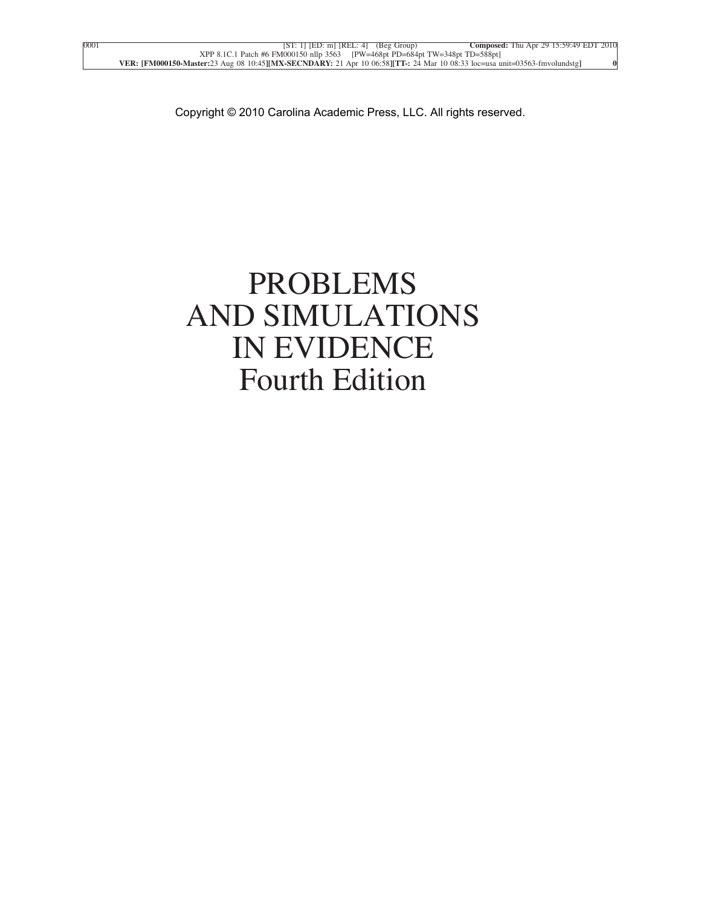Copyright © 2010 Carolina Academic Press, LLC. All rights reserved.

# PROBLEMS AND SIMULATIONS IN EVIDENCE

## Fourth Edition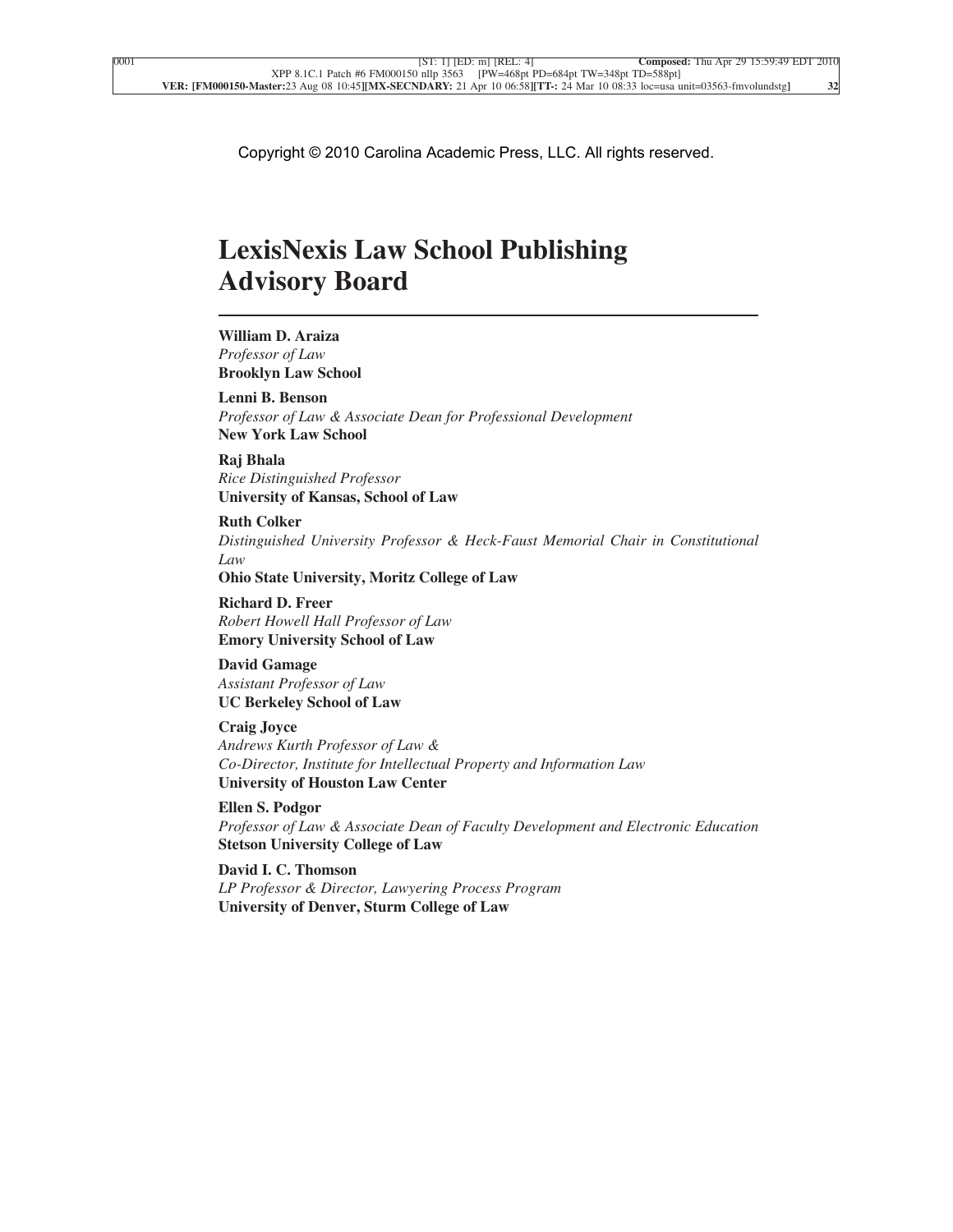Copyright © 2010 Carolina Academic Press, LLC. All rights reserved.

# LexisNexis Law School Publishing Advisory Board

**William D. Araiza**
*Professor of Law*
**Brooklyn Law School**

**Lenni B. Benson**
*Professor of Law & Associate Dean for Professional Development*
**New York Law School**

**Raj Bhala**
*Rice Distinguished Professor*
**University of Kansas, School of Law**

**Ruth Colker**
*Distinguished University Professor & Heck-Faust Memorial Chair in Constitutional Law*
**Ohio State University, Moritz College of Law**

**Richard D. Freer**
*Robert Howell Hall Professor of Law*
**Emory University School of Law**

**David Gamage**
*Assistant Professor of Law*
**UC Berkeley School of Law**

**Craig Joyce**
*Andrews Kurth Professor of Law &*
*Co-Director, Institute for Intellectual Property and Information Law*
**University of Houston Law Center**

**Ellen S. Podgor**
*Professor of Law & Associate Dean of Faculty Development and Electronic Education*
**Stetson University College of Law**

**David I. C. Thomson**
*LP Professor & Director, Lawyering Process Program*
**University of Denver, Sturm College of Law**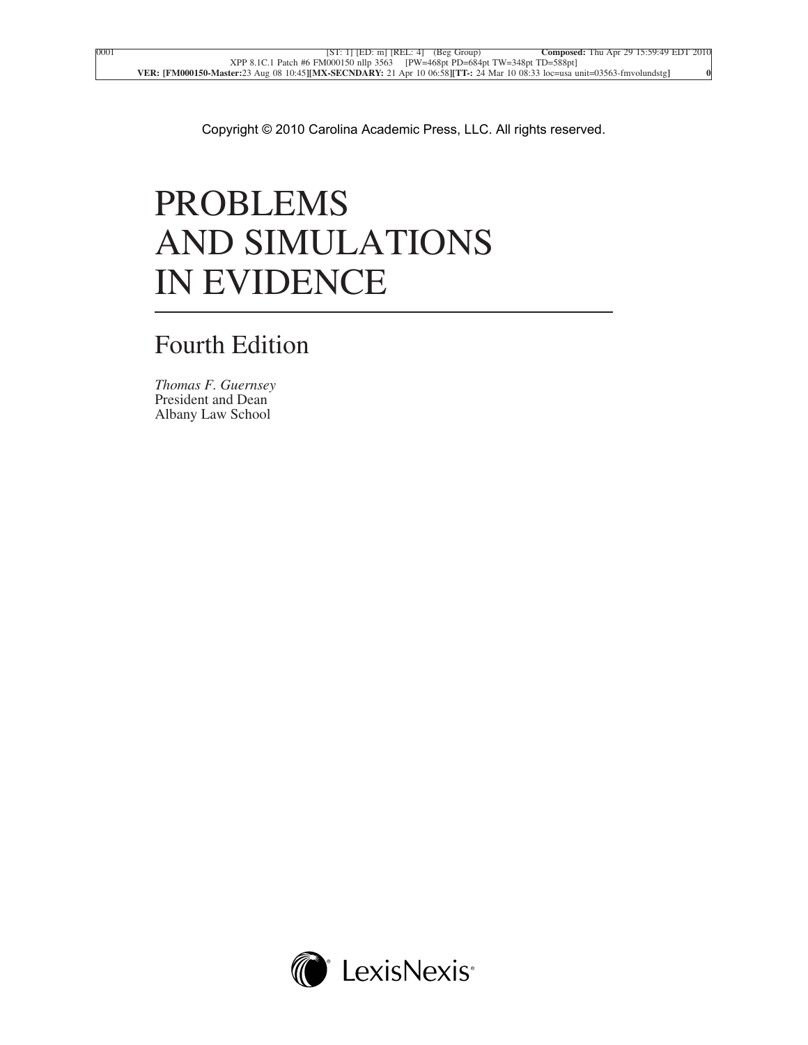Copyright © 2010 Carolina Academic Press, LLC. All rights reserved.

# PROBLEMS AND SIMULATIONS IN EVIDENCE

## Fourth Edition

*Thomas F. Guernsey*
President and Dean
Albany Law School

LexisNexis®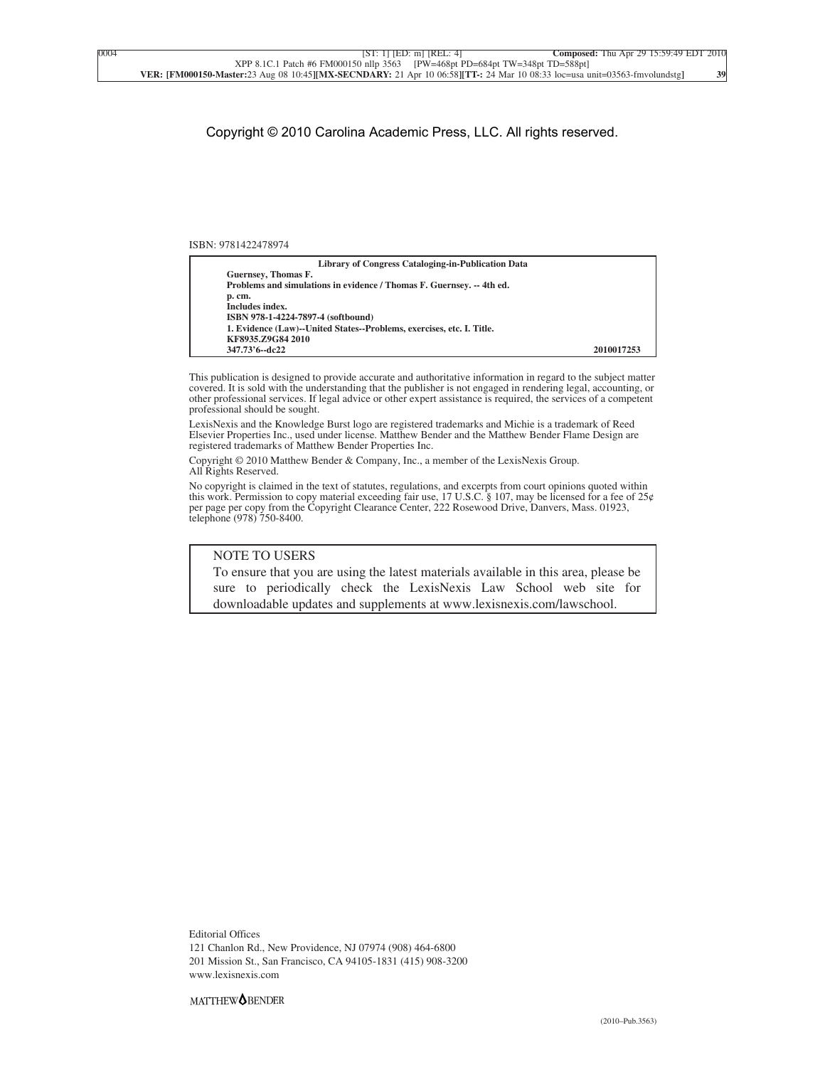Copyright © 2010 Carolina Academic Press, LLC. All rights reserved.

ISBN: 9781422478974

**Library of Congress Cataloging-in-Publication Data**

**Guernsey, Thomas F.**
**Problems and simulations in evidence / Thomas F. Guernsey. -- 4th ed.**
**p. cm.**
**Includes index.**
**ISBN 978-1-4224-7897-4 (softbound)**
**1. Evidence (Law)--United States--Problems, exercises, etc. I. Title.**
**KF8935.Z9G84 2010**
**347.73'6--dc22** **2010017253**

This publication is designed to provide accurate and authoritative information in regard to the subject matter covered. It is sold with the understanding that the publisher is not engaged in rendering legal, accounting, or other professional services. If legal advice or other expert assistance is required, the services of a competent professional should be sought.

LexisNexis and the Knowledge Burst logo are registered trademarks and Michie is a trademark of Reed Elsevier Properties Inc., used under license. Matthew Bender and the Matthew Bender Flame Design are registered trademarks of Matthew Bender Properties Inc.

Copyright © 2010 Matthew Bender & Company, Inc., a member of the LexisNexis Group.
All Rights Reserved.

No copyright is claimed in the text of statutes, regulations, and excerpts from court opinions quoted within this work. Permission to copy material exceeding fair use, 17 U.S.C. § 107, may be licensed for a fee of 25¢ per page per copy from the Copyright Clearance Center, 222 Rosewood Drive, Danvers, Mass. 01923, telephone (978) 750-8400.

NOTE TO USERS
To ensure that you are using the latest materials available in this area, please be sure to periodically check the LexisNexis Law School web site for downloadable updates and supplements at www.lexisnexis.com/lawschool.

Editorial Offices
121 Chanlon Rd., New Providence, NJ 07974 (908) 464-6800
201 Mission St., San Francisco, CA 94105-1831 (415) 908-3200
www.lexisnexis.com

MATTHEW BENDER

(2010–Pub.3563)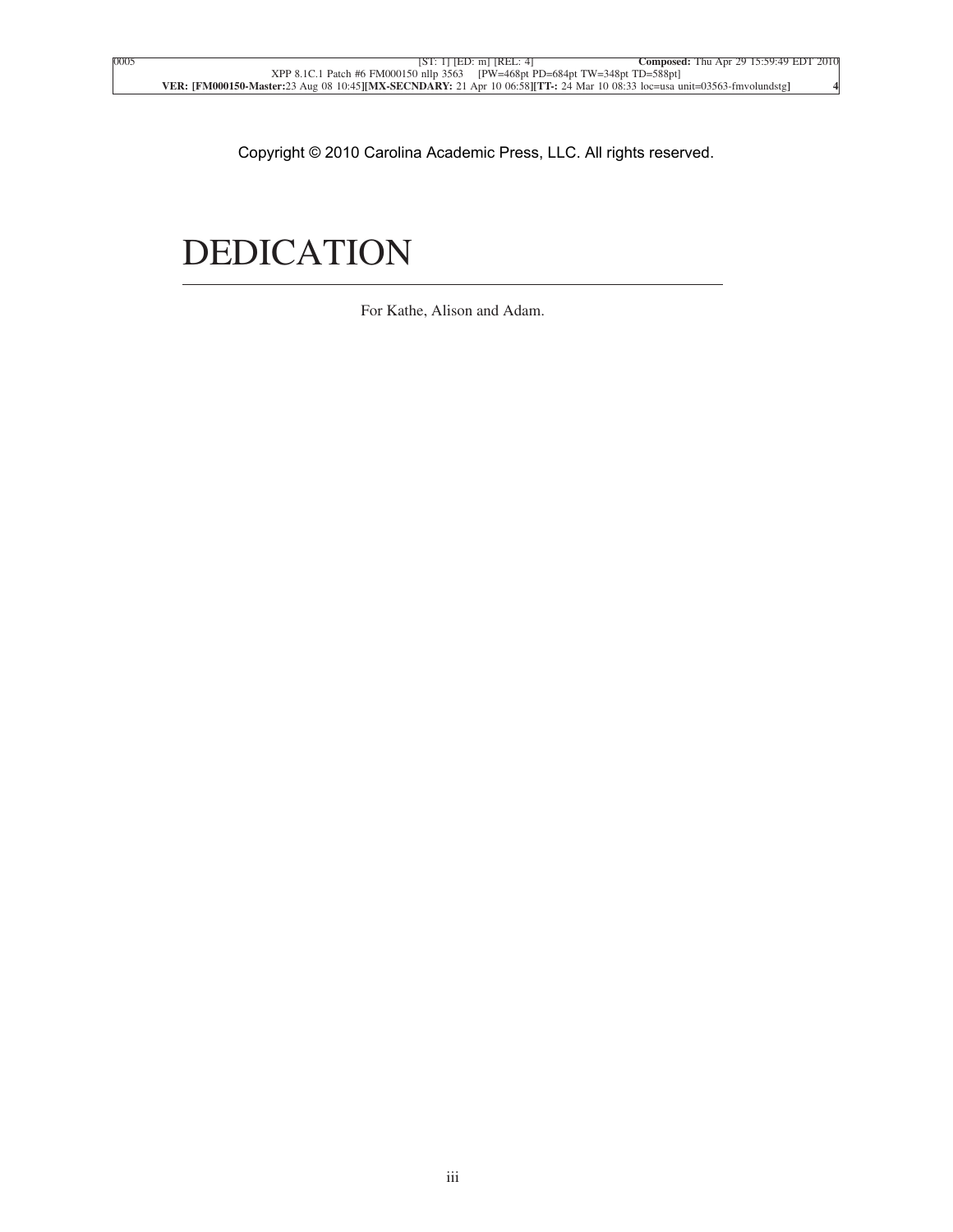Copyright © 2010 Carolina Academic Press, LLC. All rights reserved.

# DEDICATION

For Kathe, Alison and Adam.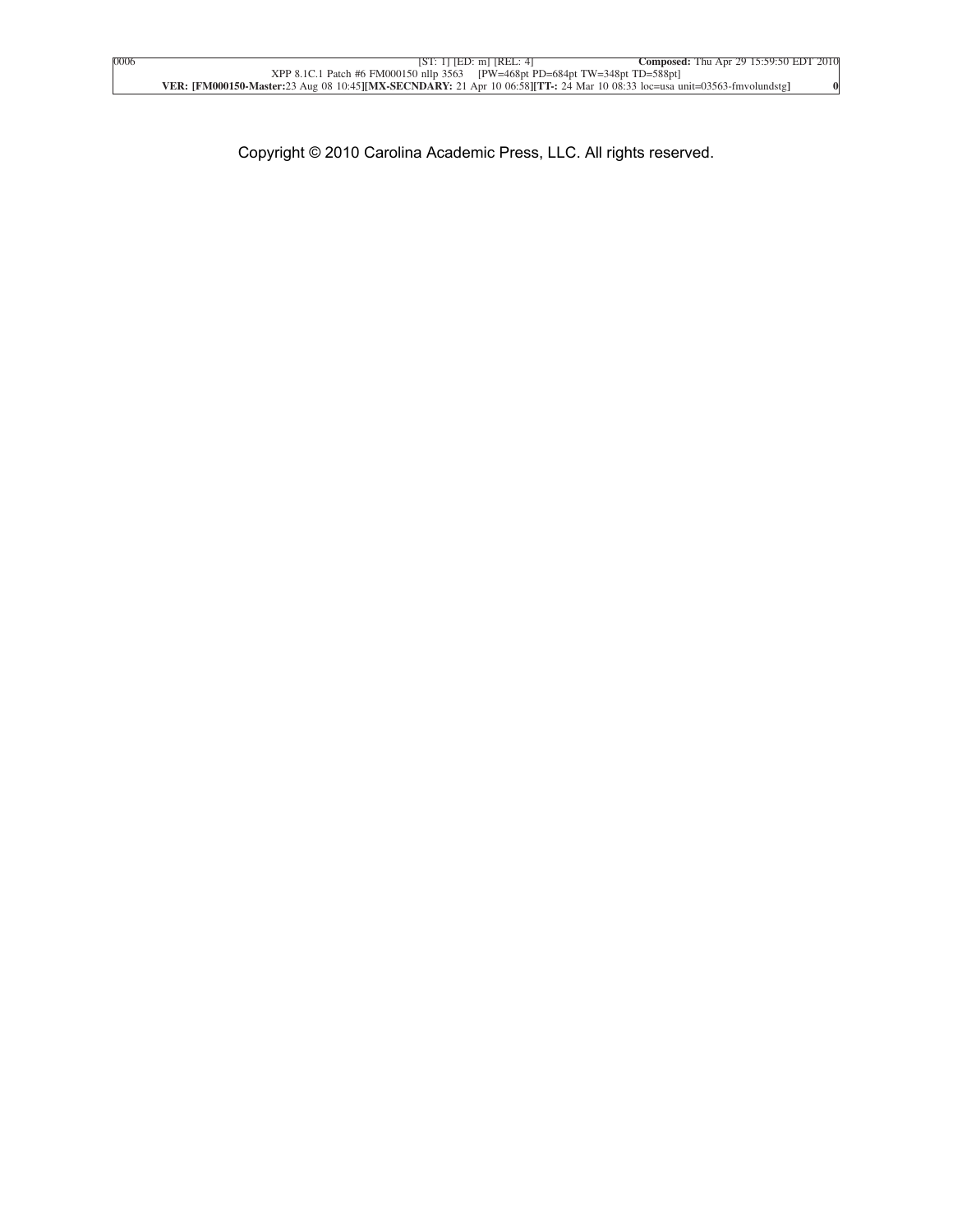Copyright © 2010 Carolina Academic Press, LLC. All rights reserved.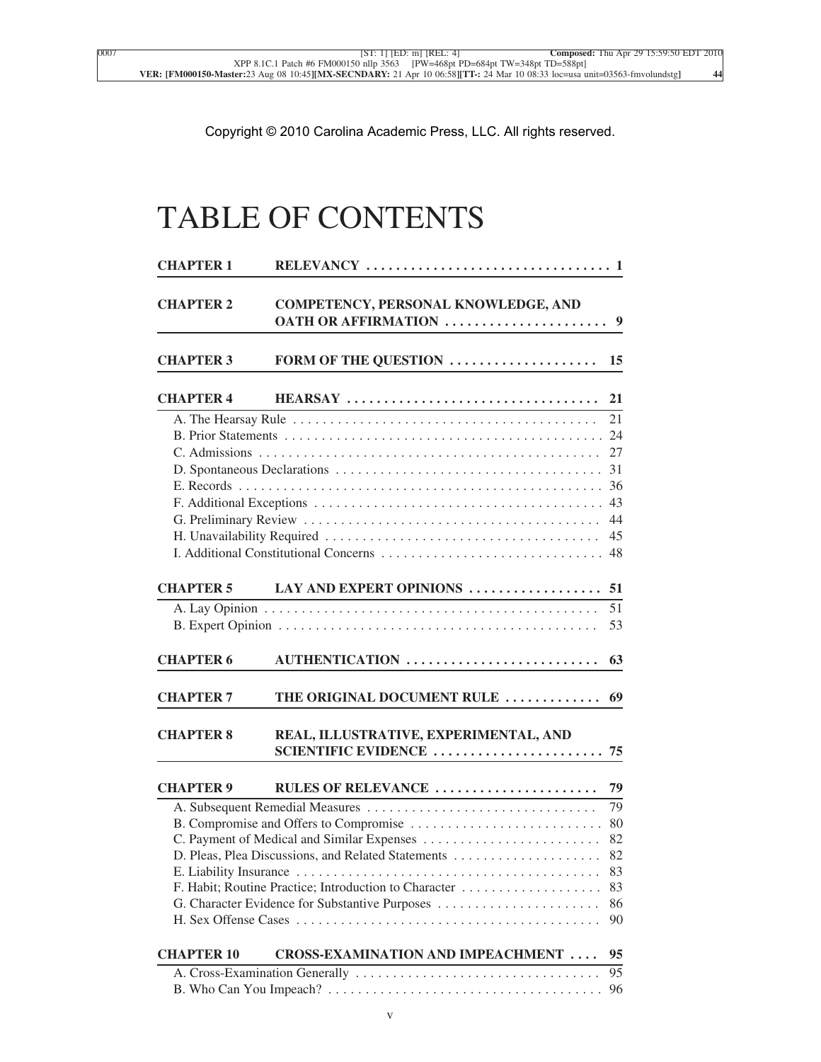Copyright © 2010 Carolina Academic Press, LLC. All rights reserved.

# TABLE OF CONTENTS

**CHAPTER 1 RELEVANCY** ..... **1**

**CHAPTER 2 COMPETENCY, PERSONAL KNOWLEDGE, AND OATH OR AFFIRMATION** ..... **9**

**CHAPTER 3 FORM OF THE QUESTION** ..... **15**

**CHAPTER 4 HEARSAY** ..... **21**

A. The Hearsay Rule ..... 21
B. Prior Statements ..... 24
C. Admissions ..... 27
D. Spontaneous Declarations ..... 31
E. Records ..... 36
F. Additional Exceptions ..... 43
G. Preliminary Review ..... 44
H. Unavailability Required ..... 45
I. Additional Constitutional Concerns ..... 48

**CHAPTER 5 LAY AND EXPERT OPINIONS** ..... **51**

A. Lay Opinion ..... 51
B. Expert Opinion ..... 53

**CHAPTER 6 AUTHENTICATION** ..... **63**

**CHAPTER 7 THE ORIGINAL DOCUMENT RULE** ..... **69**

**CHAPTER 8 REAL, ILLUSTRATIVE, EXPERIMENTAL, AND SCIENTIFIC EVIDENCE** ..... **75**

**CHAPTER 9 RULES OF RELEVANCE** ..... **79**

A. Subsequent Remedial Measures ..... 79
B. Compromise and Offers to Compromise ..... 80
C. Payment of Medical and Similar Expenses ..... 82
D. Pleas, Plea Discussions, and Related Statements ..... 82
E. Liability Insurance ..... 83
F. Habit; Routine Practice; Introduction to Character ..... 83
G. Character Evidence for Substantive Purposes ..... 86
H. Sex Offense Cases ..... 90

**CHAPTER 10 CROSS-EXAMINATION AND IMPEACHMENT** ..... **95**

A. Cross-Examination Generally ..... 95
B. Who Can You Impeach? ..... 96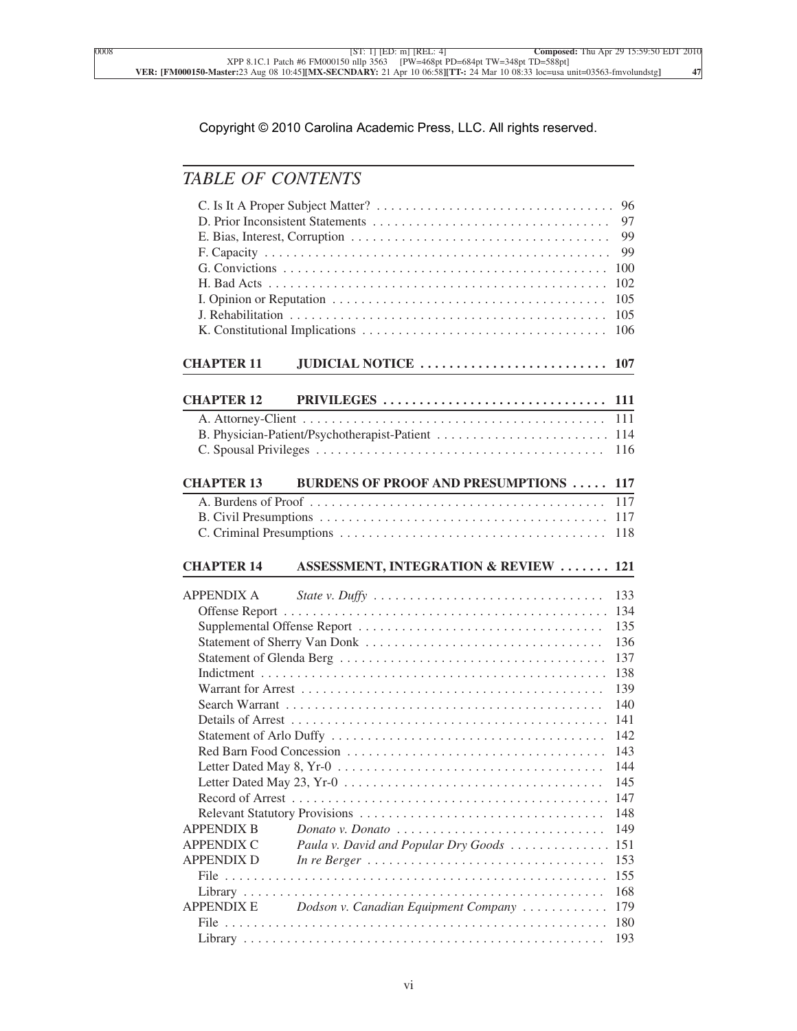Copyright © 2010 Carolina Academic Press, LLC. All rights reserved.

## *TABLE OF CONTENTS*

C. Is It A Proper Subject Matter? . . . . . . . . . . 96
D. Prior Inconsistent Statements . . . . . . . . . . 97
E. Bias, Interest, Corruption . . . . . . . . . . 99
F. Capacity . . . . . . . . . . 99
G. Convictions . . . . . . . . . . 100
H. Bad Acts . . . . . . . . . . 102
I. Opinion or Reputation . . . . . . . . . . 105
J. Rehabilitation . . . . . . . . . . 105
K. Constitutional Implications . . . . . . . . . . 106

**CHAPTER 11 JUDICIAL NOTICE . . . . . . . . . . 107**

**CHAPTER 12 PRIVILEGES . . . . . . . . . . 111**

A. Attorney-Client . . . . . . . . . . 111
B. Physician-Patient/Psychotherapist-Patient . . . . . . . . . . 114
C. Spousal Privileges . . . . . . . . . . 116

**CHAPTER 13 BURDENS OF PROOF AND PRESUMPTIONS . . . . . 117**

A. Burdens of Proof . . . . . . . . . . 117
B. Civil Presumptions . . . . . . . . . . 117
C. Criminal Presumptions . . . . . . . . . . 118

**CHAPTER 14 ASSESSMENT, INTEGRATION & REVIEW . . . . . . . 121**

APPENDIX A *State v. Duffy* . . . . . . . . . . 133
Offense Report . . . . . . . . . . 134
Supplemental Offense Report . . . . . . . . . . 135
Statement of Sherry Van Donk . . . . . . . . . . 136
Statement of Glenda Berg . . . . . . . . . . 137
Indictment . . . . . . . . . . 138
Warrant for Arrest . . . . . . . . . . 139
Search Warrant . . . . . . . . . . 140
Details of Arrest . . . . . . . . . . 141
Statement of Arlo Duffy . . . . . . . . . . 142
Red Barn Food Concession . . . . . . . . . . 143
Letter Dated May 8, Yr-0 . . . . . . . . . . 144
Letter Dated May 23, Yr-0 . . . . . . . . . . 145
Record of Arrest . . . . . . . . . . 147
Relevant Statutory Provisions . . . . . . . . . . 148
APPENDIX B *Donato v. Donato* . . . . . . . . . . 149
APPENDIX C *Paula v. David and Popular Dry Goods* . . . . . . . . . . 151
APPENDIX D *In re Berger* . . . . . . . . . . 153
File . . . . . . . . . . 155
Library . . . . . . . . . . 168
APPENDIX E *Dodson v. Canadian Equipment Company* . . . . . . . . . . 179
File . . . . . . . . . . 180
Library . . . . . . . . . . 193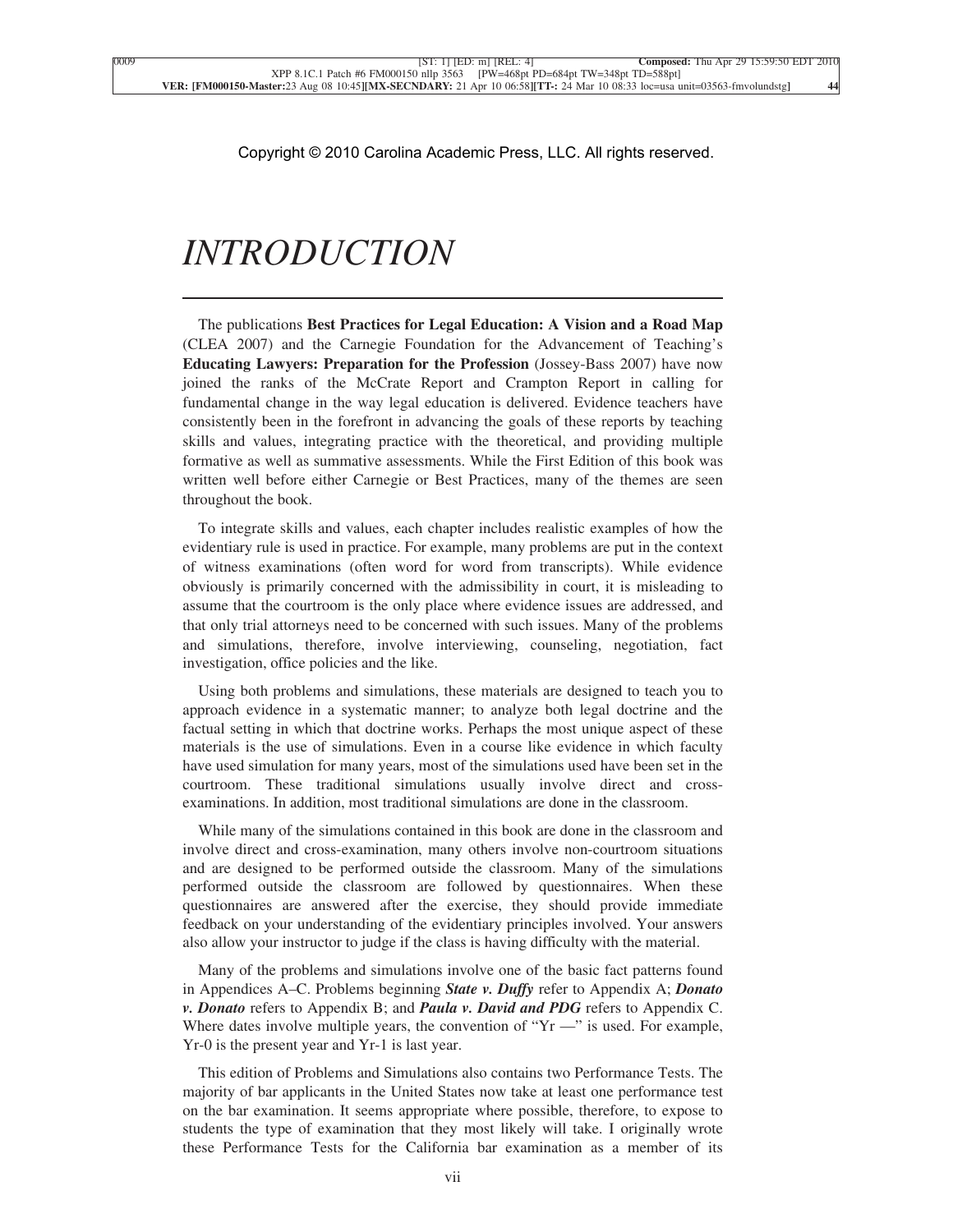Copyright © 2010 Carolina Academic Press, LLC. All rights reserved.

# *INTRODUCTION*

The publications **Best Practices for Legal Education: A Vision and a Road Map** (CLEA 2007) and the Carnegie Foundation for the Advancement of Teaching's **Educating Lawyers: Preparation for the Profession** (Jossey-Bass 2007) have now joined the ranks of the McCrate Report and Crampton Report in calling for fundamental change in the way legal education is delivered. Evidence teachers have consistently been in the forefront in advancing the goals of these reports by teaching skills and values, integrating practice with the theoretical, and providing multiple formative as well as summative assessments. While the First Edition of this book was written well before either Carnegie or Best Practices, many of the themes are seen throughout the book.

To integrate skills and values, each chapter includes realistic examples of how the evidentiary rule is used in practice. For example, many problems are put in the context of witness examinations (often word for word from transcripts). While evidence obviously is primarily concerned with the admissibility in court, it is misleading to assume that the courtroom is the only place where evidence issues are addressed, and that only trial attorneys need to be concerned with such issues. Many of the problems and simulations, therefore, involve interviewing, counseling, negotiation, fact investigation, office policies and the like.

Using both problems and simulations, these materials are designed to teach you to approach evidence in a systematic manner; to analyze both legal doctrine and the factual setting in which that doctrine works. Perhaps the most unique aspect of these materials is the use of simulations. Even in a course like evidence in which faculty have used simulation for many years, most of the simulations used have been set in the courtroom. These traditional simulations usually involve direct and cross-examinations. In addition, most traditional simulations are done in the classroom.

While many of the simulations contained in this book are done in the classroom and involve direct and cross-examination, many others involve non-courtroom situations and are designed to be performed outside the classroom. Many of the simulations performed outside the classroom are followed by questionnaires. When these questionnaires are answered after the exercise, they should provide immediate feedback on your understanding of the evidentiary principles involved. Your answers also allow your instructor to judge if the class is having difficulty with the material.

Many of the problems and simulations involve one of the basic fact patterns found in Appendices A–C. Problems beginning ***State v. Duffy*** refer to Appendix A; ***Donato v. Donato*** refers to Appendix B; and ***Paula v. David and PDG*** refers to Appendix C. Where dates involve multiple years, the convention of "Yr —" is used. For example, Yr-0 is the present year and Yr-1 is last year.

This edition of Problems and Simulations also contains two Performance Tests. The majority of bar applicants in the United States now take at least one performance test on the bar examination. It seems appropriate where possible, therefore, to expose to students the type of examination that they most likely will take. I originally wrote these Performance Tests for the California bar examination as a member of its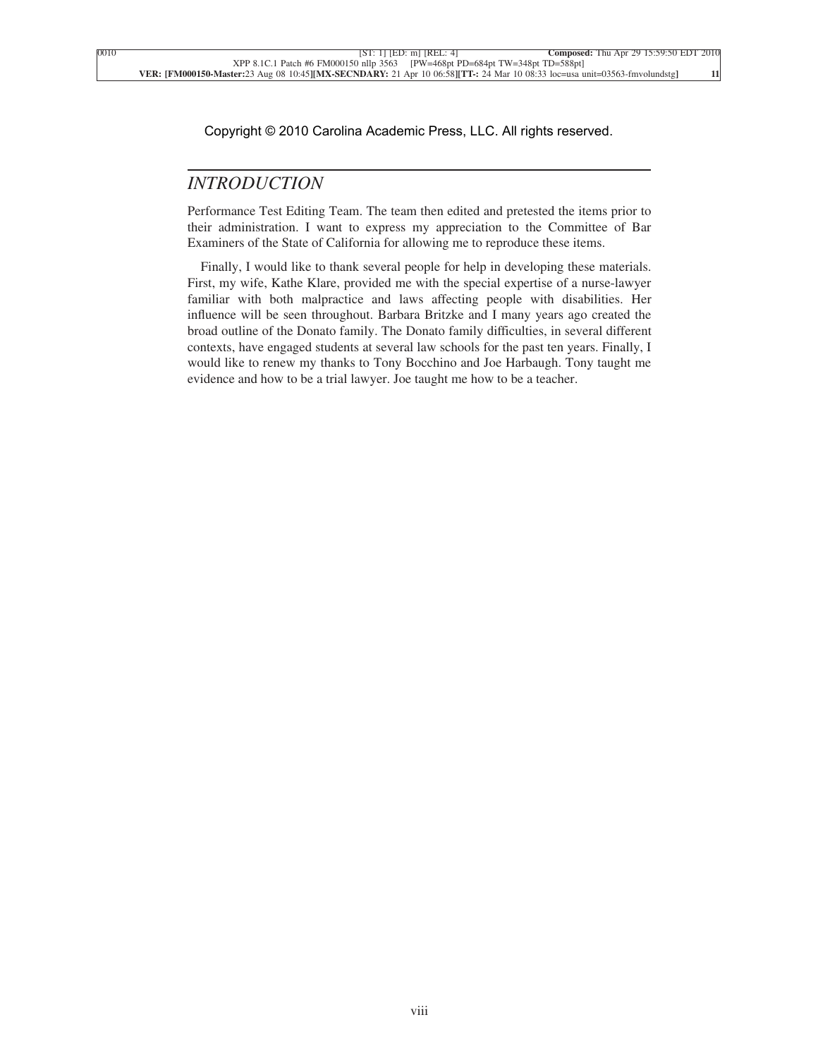## *INTRODUCTION*

Performance Test Editing Team. The team then edited and pretested the items prior to their administration. I want to express my appreciation to the Committee of Bar Examiners of the State of California for allowing me to reproduce these items.

Finally, I would like to thank several people for help in developing these materials. First, my wife, Kathe Klare, provided me with the special expertise of a nurse-lawyer familiar with both malpractice and laws affecting people with disabilities. Her influence will be seen throughout. Barbara Britzke and I many years ago created the broad outline of the Donato family. The Donato family difficulties, in several different contexts, have engaged students at several law schools for the past ten years. Finally, I would like to renew my thanks to Tony Bocchino and Joe Harbaugh. Tony taught me evidence and how to be a trial lawyer. Joe taught me how to be a teacher.